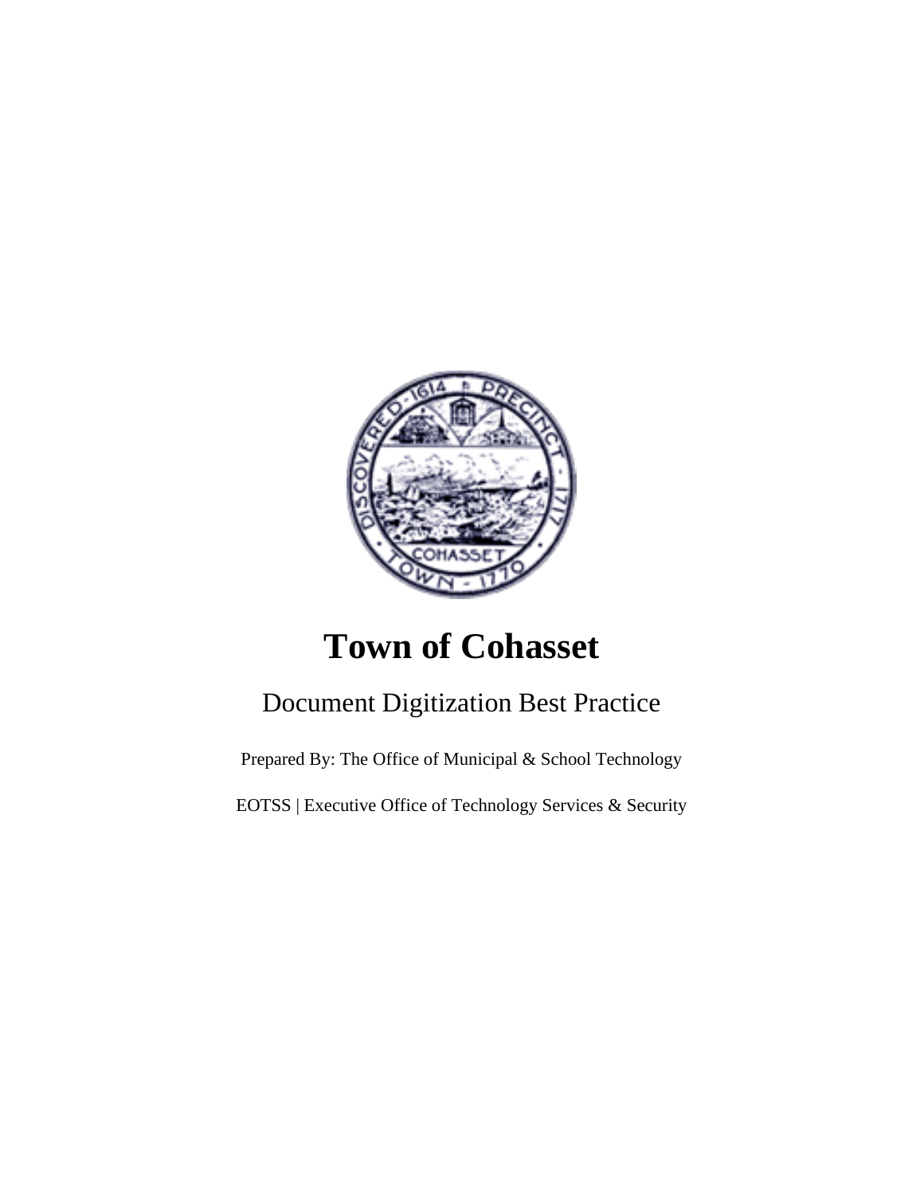# Town of Cohasset

## Document Digitization Best Practice

Prepared By: The Office of Municipal & School Technology

EOTSS | Executive Office of Technology Services & Security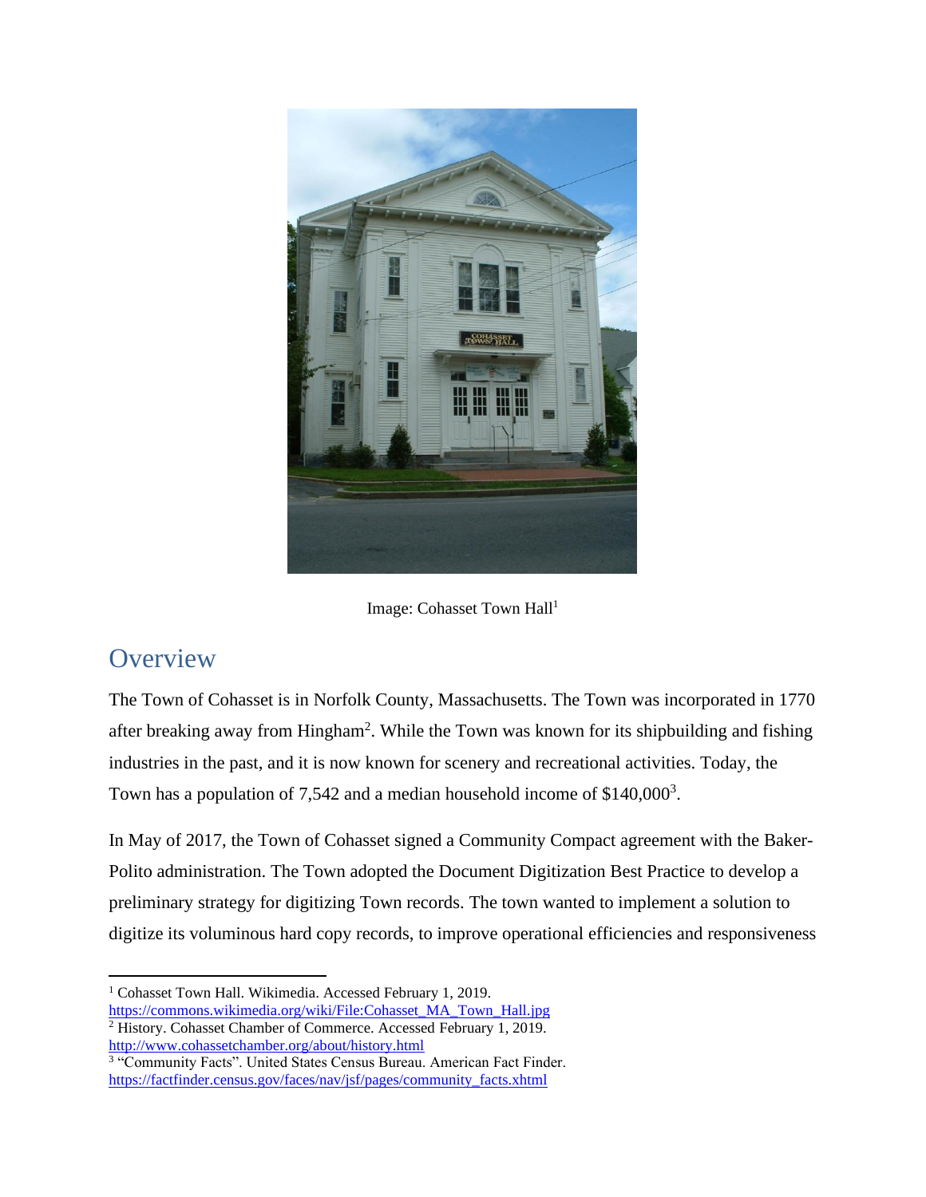Image: Cohasset Town Hall[1]

## Overview

The Town of Cohasset is in Norfolk County, Massachusetts. The Town was incorporated in 1770 after breaking away from Hingham[2]. While the Town was known for its shipbuilding and fishing industries in the past, and it is now known for scenery and recreational activities. Today, the Town has a population of 7,542 and a median household income of $140,000[3].

In May of 2017, the Town of Cohasset signed a Community Compact agreement with the Baker-Polito administration. The Town adopted the Document Digitization Best Practice to develop a preliminary strategy for digitizing Town records. The town wanted to implement a solution to digitize its voluminous hard copy records, to improve operational efficiencies and responsiveness

---

[1] Cohasset Town Hall. Wikimedia. Accessed February 1, 2019. https://commons.wikimedia.org/wiki/File:Cohasset_MA_Town_Hall.jpg

[2] History. Cohasset Chamber of Commerce. Accessed February 1, 2019. http://www.cohassetchamber.org/about/history.html

[3] "Community Facts". United States Census Bureau. American Fact Finder. https://factfinder.census.gov/faces/nav/jsf/pages/community_facts.xhtml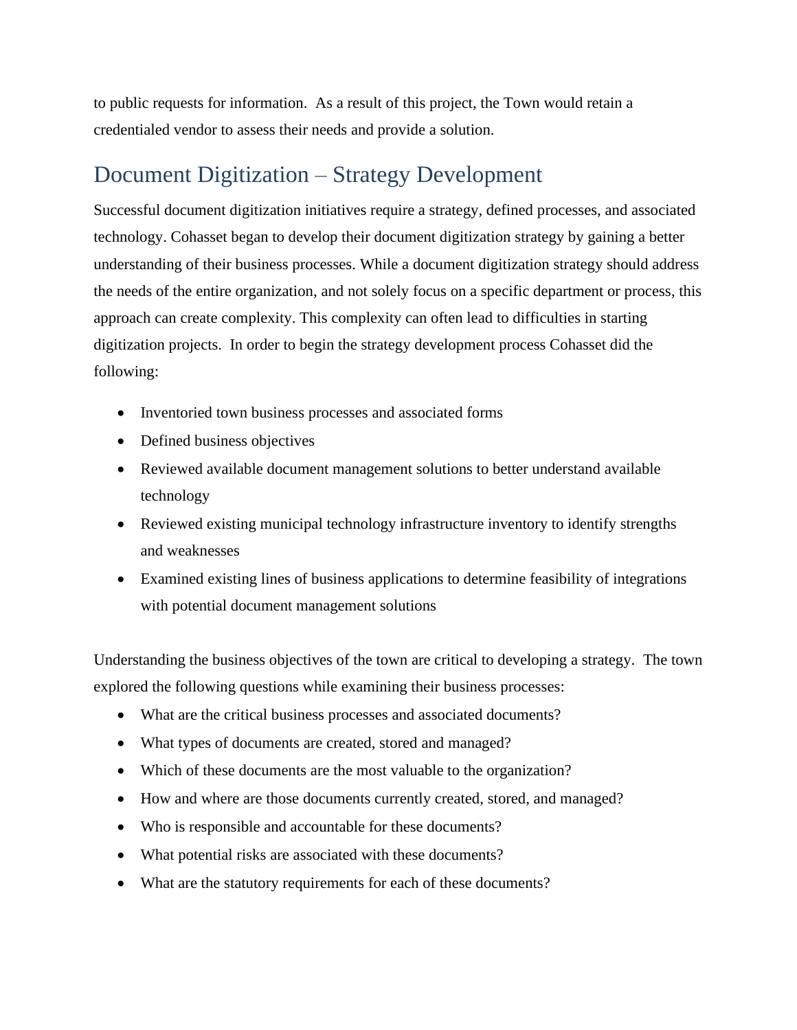to public requests for information. As a result of this project, the Town would retain a credentialed vendor to assess their needs and provide a solution.

## Document Digitization – Strategy Development

Successful document digitization initiatives require a strategy, defined processes, and associated technology. Cohasset began to develop their document digitization strategy by gaining a better understanding of their business processes. While a document digitization strategy should address the needs of the entire organization, and not solely focus on a specific department or process, this approach can create complexity. This complexity can often lead to difficulties in starting digitization projects. In order to begin the strategy development process Cohasset did the following:

- Inventoried town business processes and associated forms
- Defined business objectives
- Reviewed available document management solutions to better understand available technology
- Reviewed existing municipal technology infrastructure inventory to identify strengths and weaknesses
- Examined existing lines of business applications to determine feasibility of integrations with potential document management solutions

Understanding the business objectives of the town are critical to developing a strategy. The town explored the following questions while examining their business processes:

- What are the critical business processes and associated documents?
- What types of documents are created, stored and managed?
- Which of these documents are the most valuable to the organization?
- How and where are those documents currently created, stored, and managed?
- Who is responsible and accountable for these documents?
- What potential risks are associated with these documents?
- What are the statutory requirements for each of these documents?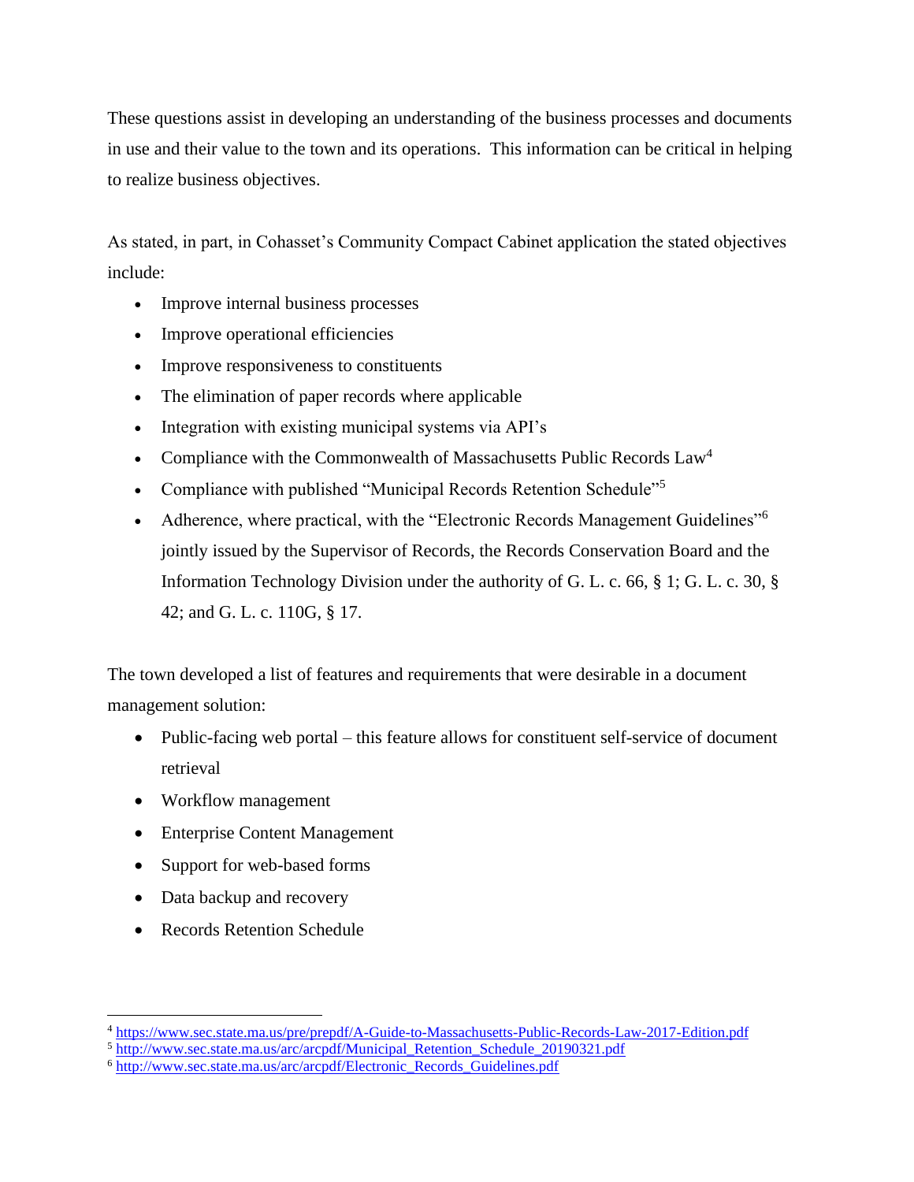These questions assist in developing an understanding of the business processes and documents in use and their value to the town and its operations. This information can be critical in helping to realize business objectives.

As stated, in part, in Cohasset's Community Compact Cabinet application the stated objectives include:

- Improve internal business processes
- Improve operational efficiencies
- Improve responsiveness to constituents
- The elimination of paper records where applicable
- Integration with existing municipal systems via API's
- Compliance with the Commonwealth of Massachusetts Public Records Law[4]
- Compliance with published "Municipal Records Retention Schedule"[5]
- Adherence, where practical, with the "Electronic Records Management Guidelines"[6] jointly issued by the Supervisor of Records, the Records Conservation Board and the Information Technology Division under the authority of G. L. c. 66, § 1; G. L. c. 30, § 42; and G. L. c. 110G, § 17.

The town developed a list of features and requirements that were desirable in a document management solution:

- Public-facing web portal – this feature allows for constituent self-service of document retrieval
- Workflow management
- Enterprise Content Management
- Support for web-based forms
- Data backup and recovery
- Records Retention Schedule

---

[4] https://www.sec.state.ma.us/pre/prepdf/A-Guide-to-Massachusetts-Public-Records-Law-2017-Edition.pdf
[5] http://www.sec.state.ma.us/arc/arcpdf/Municipal_Retention_Schedule_20190321.pdf
[6] http://www.sec.state.ma.us/arc/arcpdf/Electronic_Records_Guidelines.pdf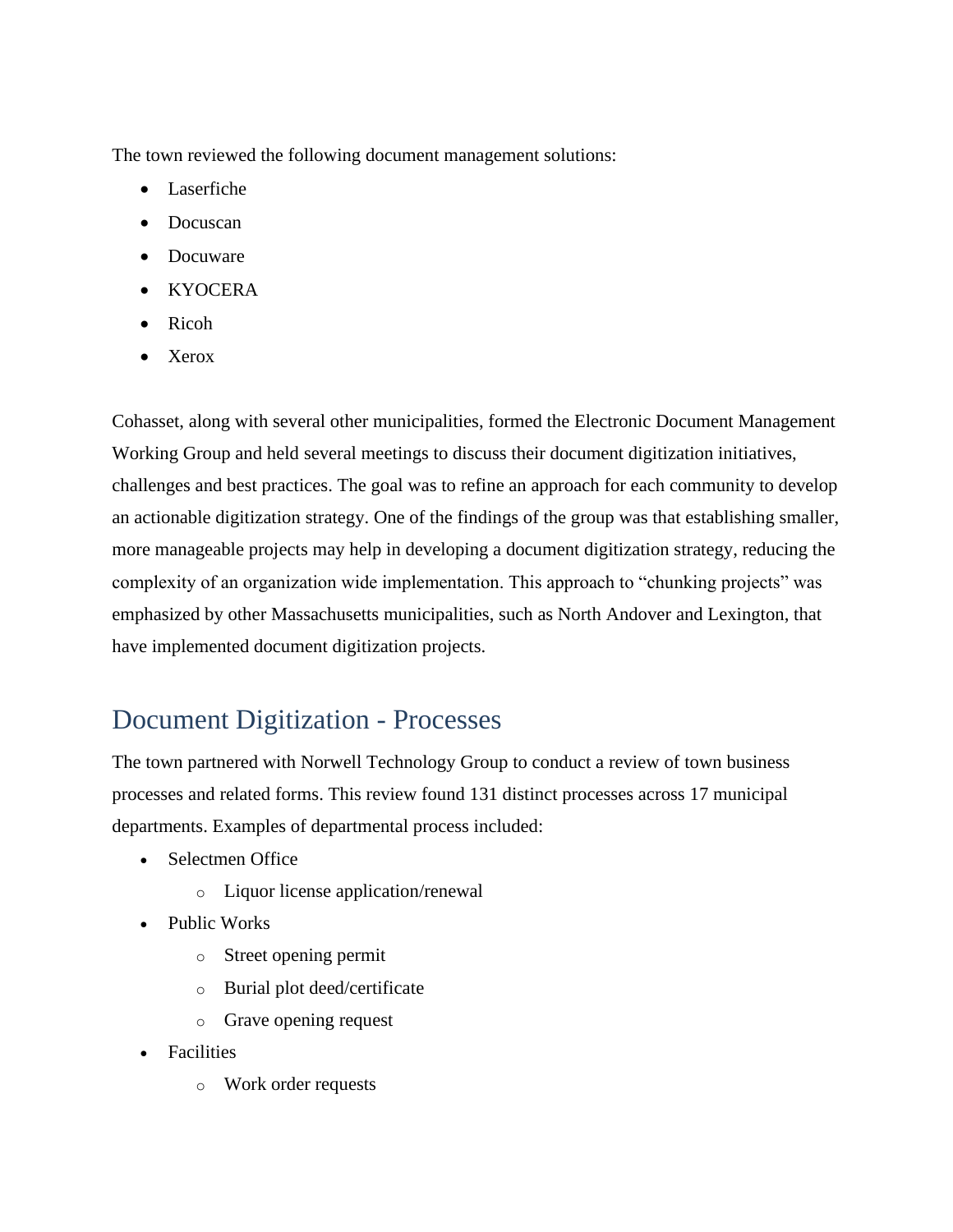The town reviewed the following document management solutions:

- Laserfiche
- Docuscan
- Docuware
- KYOCERA
- Ricoh
- Xerox

Cohasset, along with several other municipalities, formed the Electronic Document Management Working Group and held several meetings to discuss their document digitization initiatives, challenges and best practices. The goal was to refine an approach for each community to develop an actionable digitization strategy. One of the findings of the group was that establishing smaller, more manageable projects may help in developing a document digitization strategy, reducing the complexity of an organization wide implementation. This approach to "chunking projects" was emphasized by other Massachusetts municipalities, such as North Andover and Lexington, that have implemented document digitization projects.

## Document Digitization - Processes

The town partnered with Norwell Technology Group to conduct a review of town business processes and related forms. This review found 131 distinct processes across 17 municipal departments. Examples of departmental process included:

- Selectmen Office
  - Liquor license application/renewal
- Public Works
  - Street opening permit
  - Burial plot deed/certificate
  - Grave opening request
- Facilities
  - Work order requests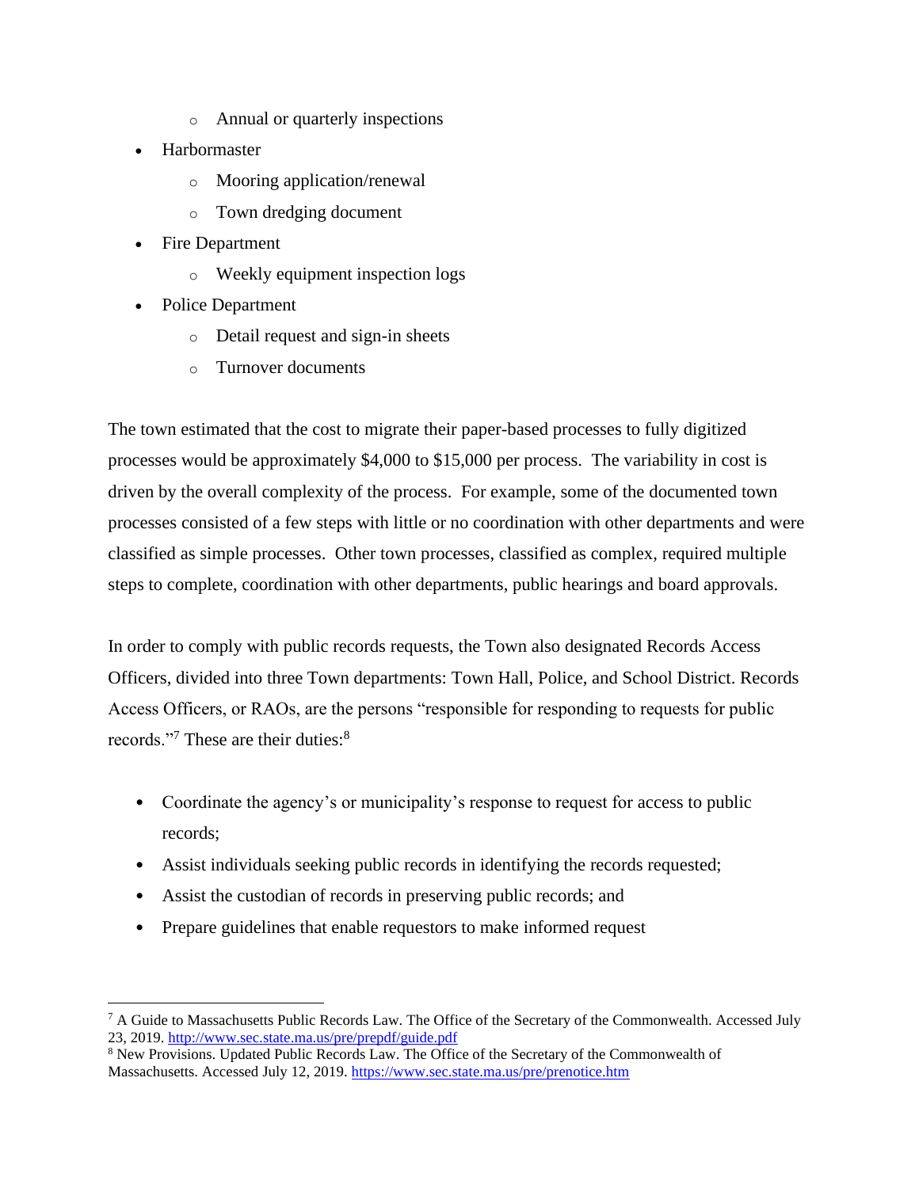- Annual or quarterly inspections
- Harbormaster
  - Mooring application/renewal
  - Town dredging document
- Fire Department
  - Weekly equipment inspection logs
- Police Department
  - Detail request and sign-in sheets
  - Turnover documents

The town estimated that the cost to migrate their paper-based processes to fully digitized processes would be approximately $4,000 to $15,000 per process. The variability in cost is driven by the overall complexity of the process. For example, some of the documented town processes consisted of a few steps with little or no coordination with other departments and were classified as simple processes. Other town processes, classified as complex, required multiple steps to complete, coordination with other departments, public hearings and board approvals.

In order to comply with public records requests, the Town also designated Records Access Officers, divided into three Town departments: Town Hall, Police, and School District. Records Access Officers, or RAOs, are the persons "responsible for responding to requests for public records."[7] These are their duties:[8]

- Coordinate the agency's or municipality's response to request for access to public records;
- Assist individuals seeking public records in identifying the records requested;
- Assist the custodian of records in preserving public records; and
- Prepare guidelines that enable requestors to make informed request

---

[7] A Guide to Massachusetts Public Records Law. The Office of the Secretary of the Commonwealth. Accessed July 23, 2019. http://www.sec.state.ma.us/pre/prepdf/guide.pdf

[8] New Provisions. Updated Public Records Law. The Office of the Secretary of the Commonwealth of Massachusetts. Accessed July 12, 2019. https://www.sec.state.ma.us/pre/prenotice.htm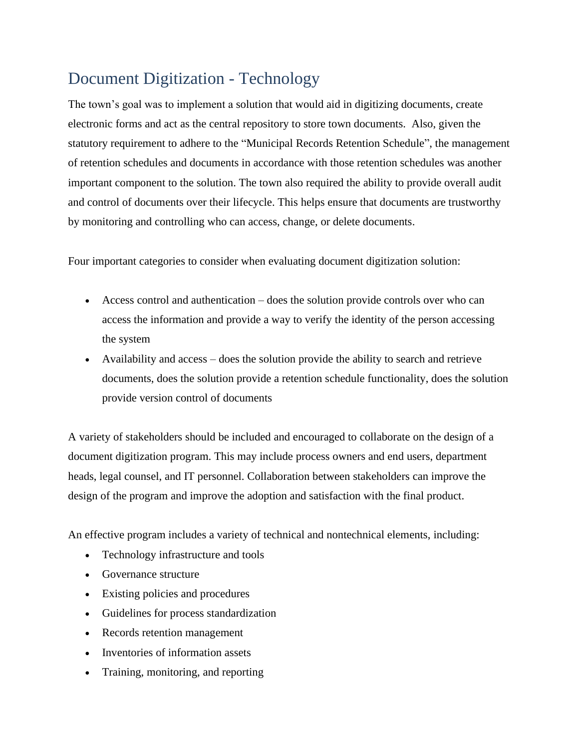# Document Digitization - Technology

The town's goal was to implement a solution that would aid in digitizing documents, create electronic forms and act as the central repository to store town documents. Also, given the statutory requirement to adhere to the "Municipal Records Retention Schedule", the management of retention schedules and documents in accordance with those retention schedules was another important component to the solution. The town also required the ability to provide overall audit and control of documents over their lifecycle. This helps ensure that documents are trustworthy by monitoring and controlling who can access, change, or delete documents.

Four important categories to consider when evaluating document digitization solution:

- Access control and authentication – does the solution provide controls over who can access the information and provide a way to verify the identity of the person accessing the system
- Availability and access – does the solution provide the ability to search and retrieve documents, does the solution provide a retention schedule functionality, does the solution provide version control of documents

A variety of stakeholders should be included and encouraged to collaborate on the design of a document digitization program. This may include process owners and end users, department heads, legal counsel, and IT personnel. Collaboration between stakeholders can improve the design of the program and improve the adoption and satisfaction with the final product.

An effective program includes a variety of technical and nontechnical elements, including:

- Technology infrastructure and tools
- Governance structure
- Existing policies and procedures
- Guidelines for process standardization
- Records retention management
- Inventories of information assets
- Training, monitoring, and reporting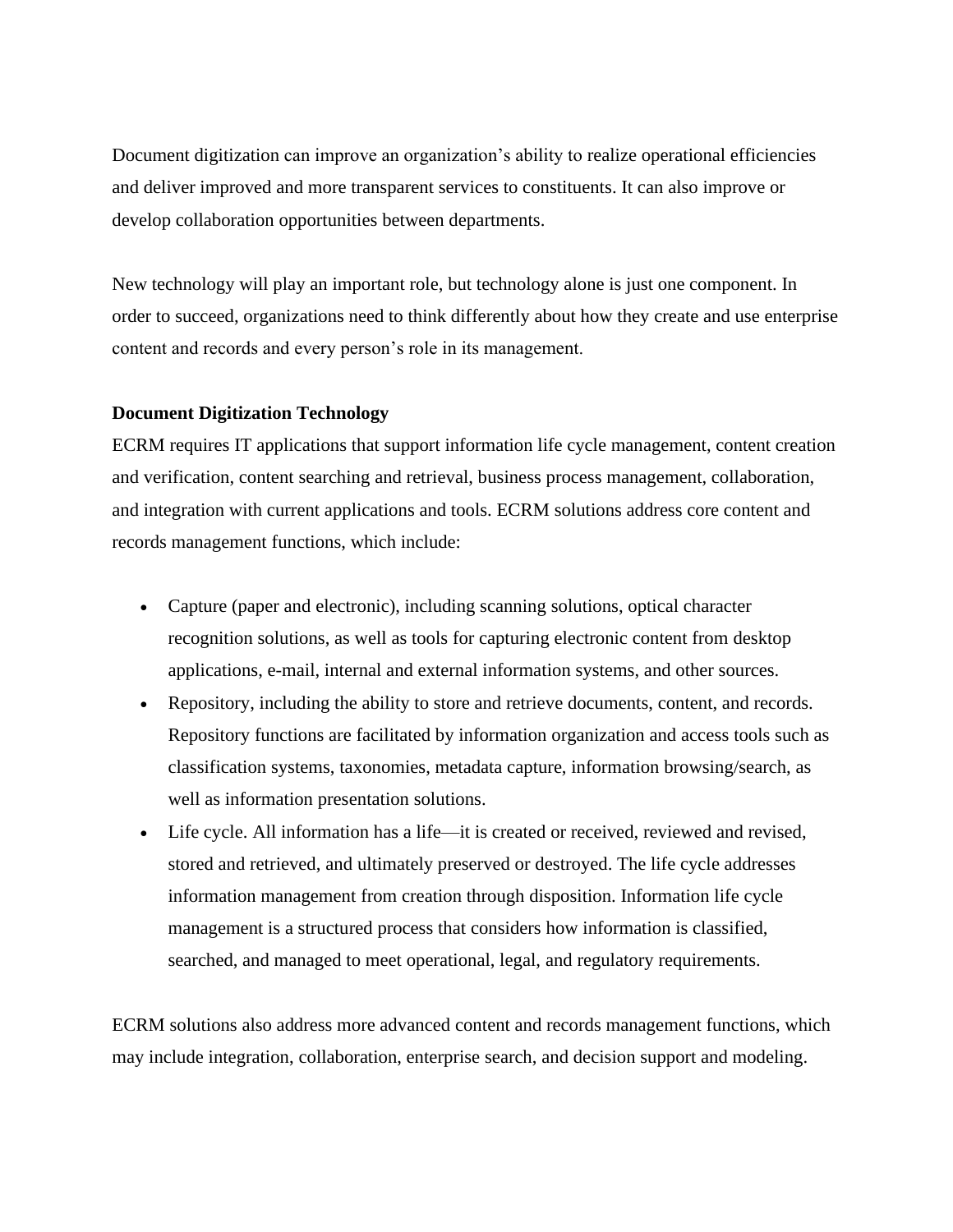Document digitization can improve an organization's ability to realize operational efficiencies and deliver improved and more transparent services to constituents. It can also improve or develop collaboration opportunities between departments.

New technology will play an important role, but technology alone is just one component. In order to succeed, organizations need to think differently about how they create and use enterprise content and records and every person's role in its management.

**Document Digitization Technology**

ECRM requires IT applications that support information life cycle management, content creation and verification, content searching and retrieval, business process management, collaboration, and integration with current applications and tools. ECRM solutions address core content and records management functions, which include:

- Capture (paper and electronic), including scanning solutions, optical character recognition solutions, as well as tools for capturing electronic content from desktop applications, e-mail, internal and external information systems, and other sources.
- Repository, including the ability to store and retrieve documents, content, and records. Repository functions are facilitated by information organization and access tools such as classification systems, taxonomies, metadata capture, information browsing/search, as well as information presentation solutions.
- Life cycle. All information has a life—it is created or received, reviewed and revised, stored and retrieved, and ultimately preserved or destroyed. The life cycle addresses information management from creation through disposition. Information life cycle management is a structured process that considers how information is classified, searched, and managed to meet operational, legal, and regulatory requirements.

ECRM solutions also address more advanced content and records management functions, which may include integration, collaboration, enterprise search, and decision support and modeling.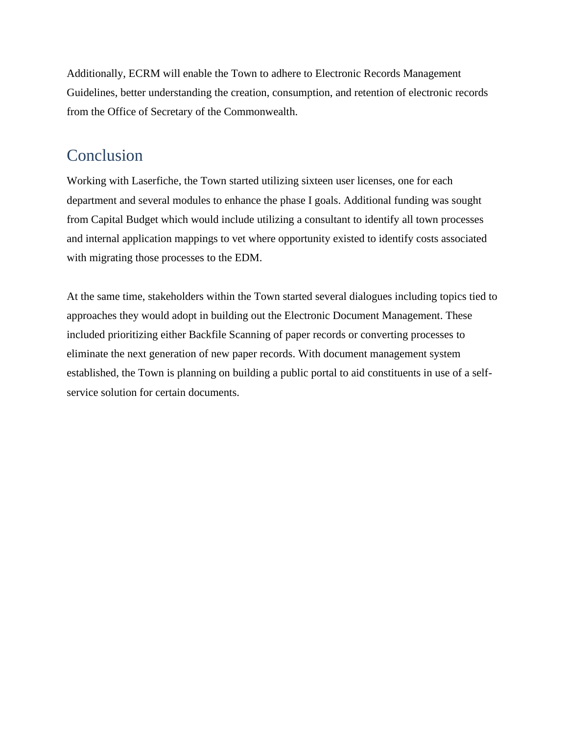Additionally, ECRM will enable the Town to adhere to Electronic Records Management Guidelines, better understanding the creation, consumption, and retention of electronic records from the Office of Secretary of the Commonwealth.

## Conclusion

Working with Laserfiche, the Town started utilizing sixteen user licenses, one for each department and several modules to enhance the phase I goals. Additional funding was sought from Capital Budget which would include utilizing a consultant to identify all town processes and internal application mappings to vet where opportunity existed to identify costs associated with migrating those processes to the EDM.

At the same time, stakeholders within the Town started several dialogues including topics tied to approaches they would adopt in building out the Electronic Document Management. These included prioritizing either Backfile Scanning of paper records or converting processes to eliminate the next generation of new paper records. With document management system established, the Town is planning on building a public portal to aid constituents in use of a self-service solution for certain documents.